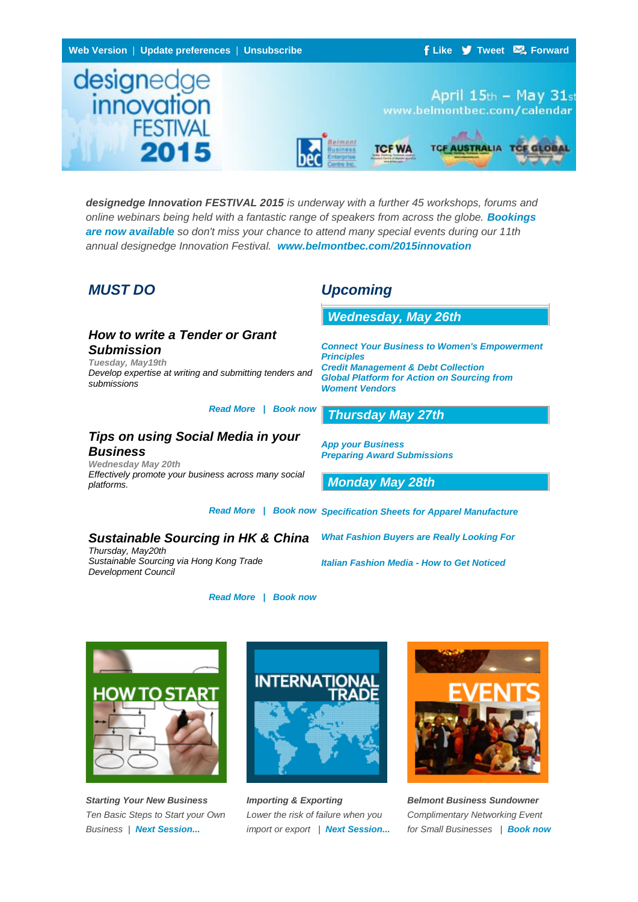Web Version | Update preferences | Unsubscribe

Like Tweet Forward

designedge innovation FESTIVAL 2015

April 15th – May 31st
www.belmontbec.com/calendar

*designedge Innovation FESTIVAL 2015 is underway with a further 45 workshops, forums and online webinars being held with a fantastic range of speakers from across the globe. **Bookings are now available** so don't miss your chance to attend many special events during our 11th annual designedge Innovation Festival.* ***www.belmontbec.com/2015innovation***

## MUST DO

### How to write a Tender or Grant Submission

*Tuesday, May19th*

*Develop expertise at writing and submitting tenders and submissions*

**Read More | Book now**

### Tips on using Social Media in your Business

*Wednesday May 20th*

*Effectively promote your business across many social platforms.*

**Read More | Book now**

### Sustainable Sourcing in HK & China

*Thursday, May20th*

*Sustainable Sourcing via Hong Kong Trade Development Council*

**Read More | Book now**

## Upcoming

### Wednesday, May 26th

**Connect Your Business to Women's Empowerment Principles**
**Credit Management & Debt Collection**
**Global Platform for Action on Sourcing from Woment Vendors**

### Thursday May 27th

**App your Business**
**Preparing Award Submissions**

### Monday May 28th

**Specification Sheets for Apparel Manufacture**

**What Fashion Buyers are Really Looking For**

**Italian Fashion Media - How to Get Noticed**

HOW TO START

***Starting Your New Business***

*Ten Basic Steps to Start your Own Business* | ***Next Session...***

INTERNATIONAL TRADE

***Importing & Exporting***

*Lower the risk of failure when you import or export* | ***Next Session...***

EVENTS

***Belmont Business Sundowner***

*Complimentary Networking Event for Small Businesses* | ***Book now***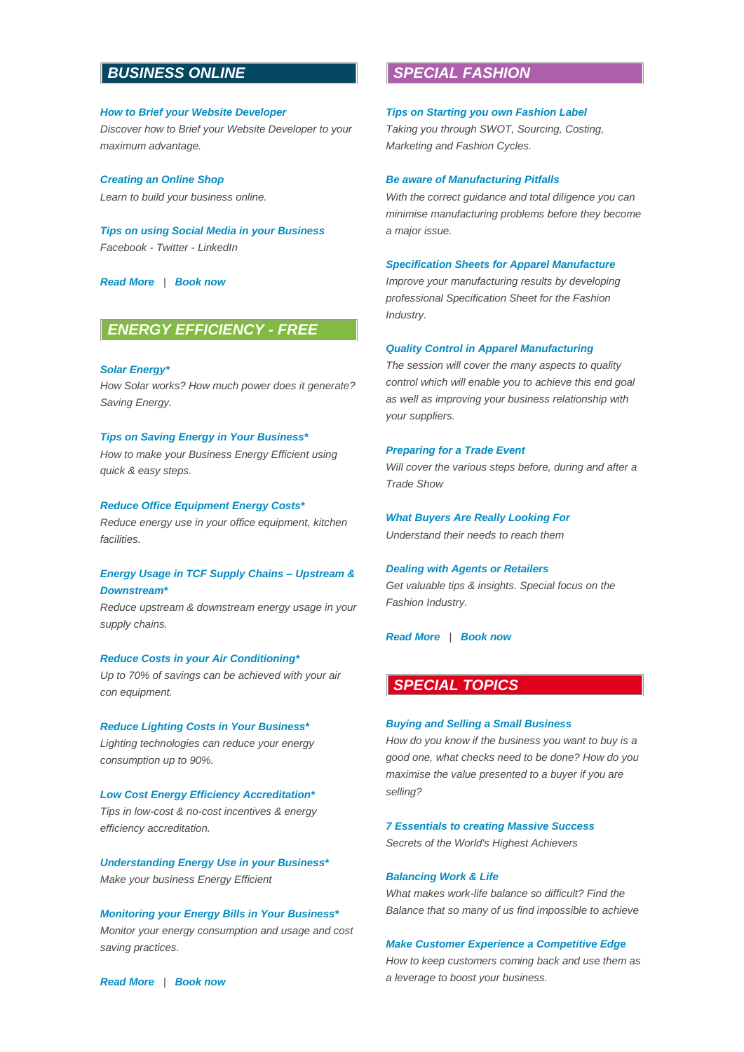## BUSINESS ONLINE

***How to Brief your Website Developer***
*Discover how to Brief your Website Developer to your maximum advantage.*

***Creating an Online Shop***
*Learn to build your business online.*

***Tips on using Social Media in your Business***
*Facebook - Twitter - LinkedIn*

***Read More*** | ***Book now***

## ENERGY EFFICIENCY - FREE

***Solar Energy****
*How Solar works? How much power does it generate? Saving Energy.*

***Tips on Saving Energy in Your Business****
*How to make your Business Energy Efficient using quick & easy steps.*

***Reduce Office Equipment Energy Costs****
*Reduce energy use in your office equipment, kitchen facilities.*

***Energy Usage in TCF Supply Chains – Upstream & Downstream****
*Reduce upstream & downstream energy usage in your supply chains.*

***Reduce Costs in your Air Conditioning****
*Up to 70% of savings can be achieved with your air con equipment.*

***Reduce Lighting Costs in Your Business****
*Lighting technologies can reduce your energy consumption up to 90%.*

***Low Cost Energy Efficiency Accreditation****
*Tips in low-cost & no-cost incentives & energy efficiency accreditation.*

***Understanding Energy Use in your Business****
*Make your business Energy Efficient*

***Monitoring your Energy Bills in Your Business****
*Monitor your energy consumption and usage and cost saving practices.*

***Read More*** | ***Book now***

## SPECIAL FASHION

***Tips on Starting you own Fashion Label***
*Taking you through SWOT, Sourcing, Costing, Marketing and Fashion Cycles.*

***Be aware of Manufacturing Pitfalls***
*With the correct guidance and total diligence you can minimise manufacturing problems before they become a major issue.*

***Specification Sheets for Apparel Manufacture***
*Improve your manufacturing results by developing professional Specification Sheet for the Fashion Industry.*

***Quality Control in Apparel Manufacturing***
*The session will cover the many aspects to quality control which will enable you to achieve this end goal as well as improving your business relationship with your suppliers.*

***Preparing for a Trade Event***
*Will cover the various steps before, during and after a Trade Show*

***What Buyers Are Really Looking For***
*Understand their needs to reach them*

***Dealing with Agents or Retailers***
*Get valuable tips & insights. Special focus on the Fashion Industry.*

***Read More*** | ***Book now***

## SPECIAL TOPICS

***Buying and Selling a Small Business***
*How do you know if the business you want to buy is a good one, what checks need to be done? How do you maximise the value presented to a buyer if you are selling?*

***7 Essentials to creating Massive Success***
*Secrets of the World's Highest Achievers*

***Balancing Work & Life***
*What makes work-life balance so difficult? Find the Balance that so many of us find impossible to achieve*

***Make Customer Experience a Competitive Edge***
*How to keep customers coming back and use them as a leverage to boost your business.*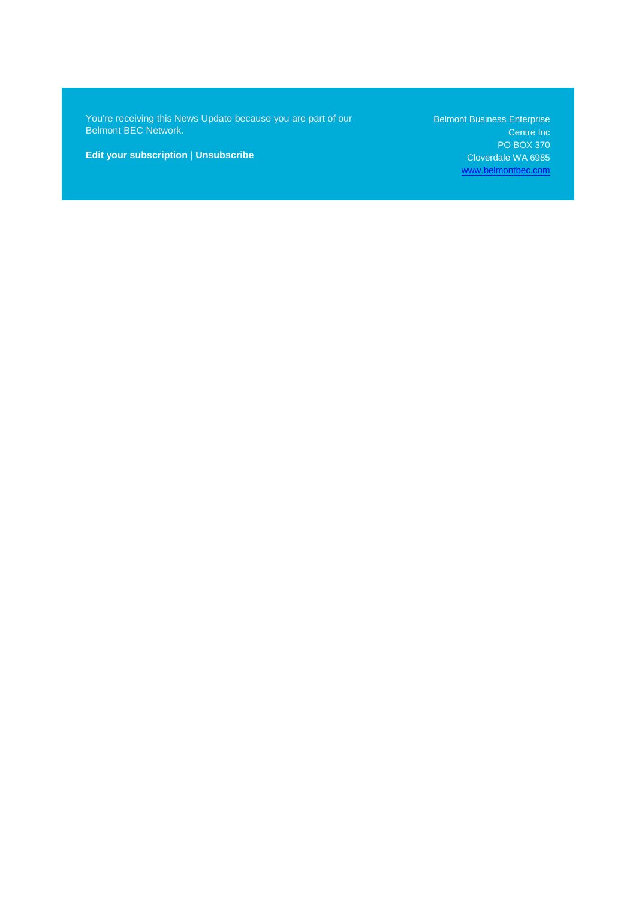You're receiving this News Update because you are part of our Belmont BEC Network.

**Edit your subscription** | **Unsubscribe**

Belmont Business Enterprise Centre Inc
PO BOX 370
Cloverdale WA 6985
www.belmontbec.com